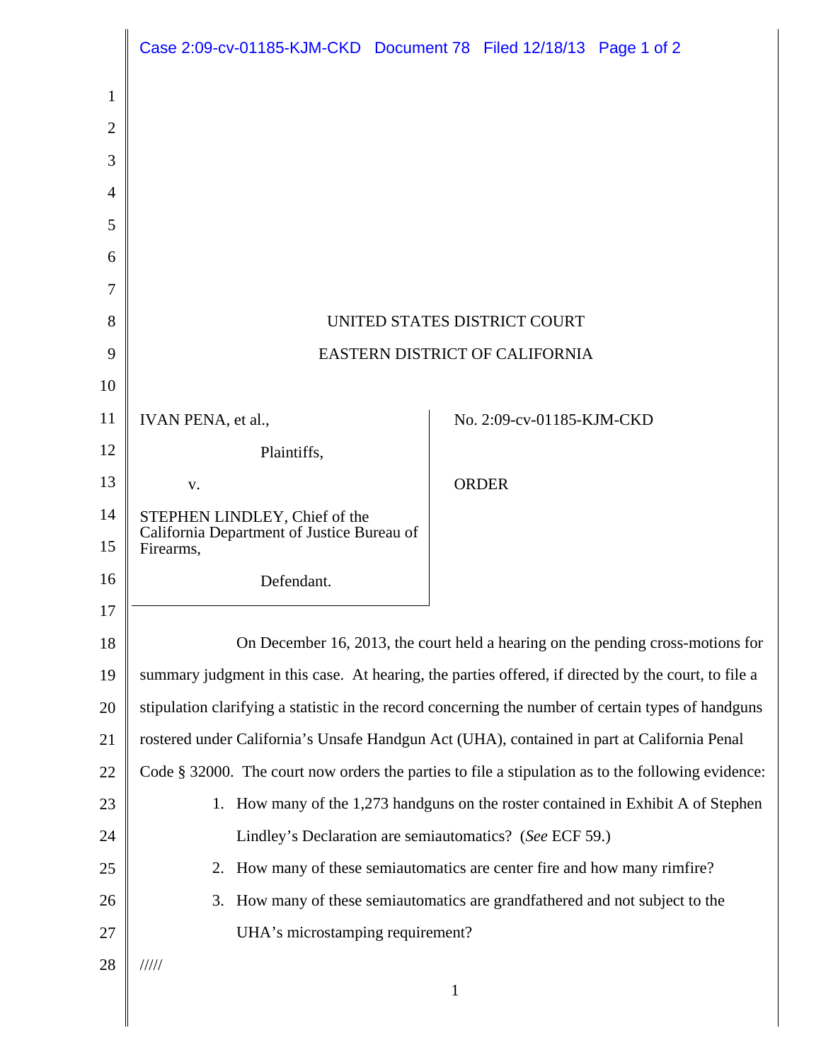UNITED STATES DISTRICT COURT

EASTERN DISTRICT OF CALIFORNIA

| | |
|---|---|
| IVAN PENA, et al.,<br><br>Plaintiffs,<br><br>v.<br><br>STEPHEN LINDLEY, Chief of the California Department of Justice Bureau of Firearms,<br><br>Defendant. | No. 2:09-cv-01185-KJM-CKD<br><br>ORDER |

On December 16, 2013, the court held a hearing on the pending cross-motions for summary judgment in this case. At hearing, the parties offered, if directed by the court, to file a stipulation clarifying a statistic in the record concerning the number of certain types of handguns rostered under California's Unsafe Handgun Act (UHA), contained in part at California Penal Code § 32000. The court now orders the parties to file a stipulation as to the following evidence:

1. How many of the 1,273 handguns on the roster contained in Exhibit A of Stephen Lindley's Declaration are semiautomatics? (*See* ECF 59.)
2. How many of these semiautomatics are center fire and how many rimfire?
3. How many of these semiautomatics are grandfathered and not subject to the UHA's microstamping requirement?

/////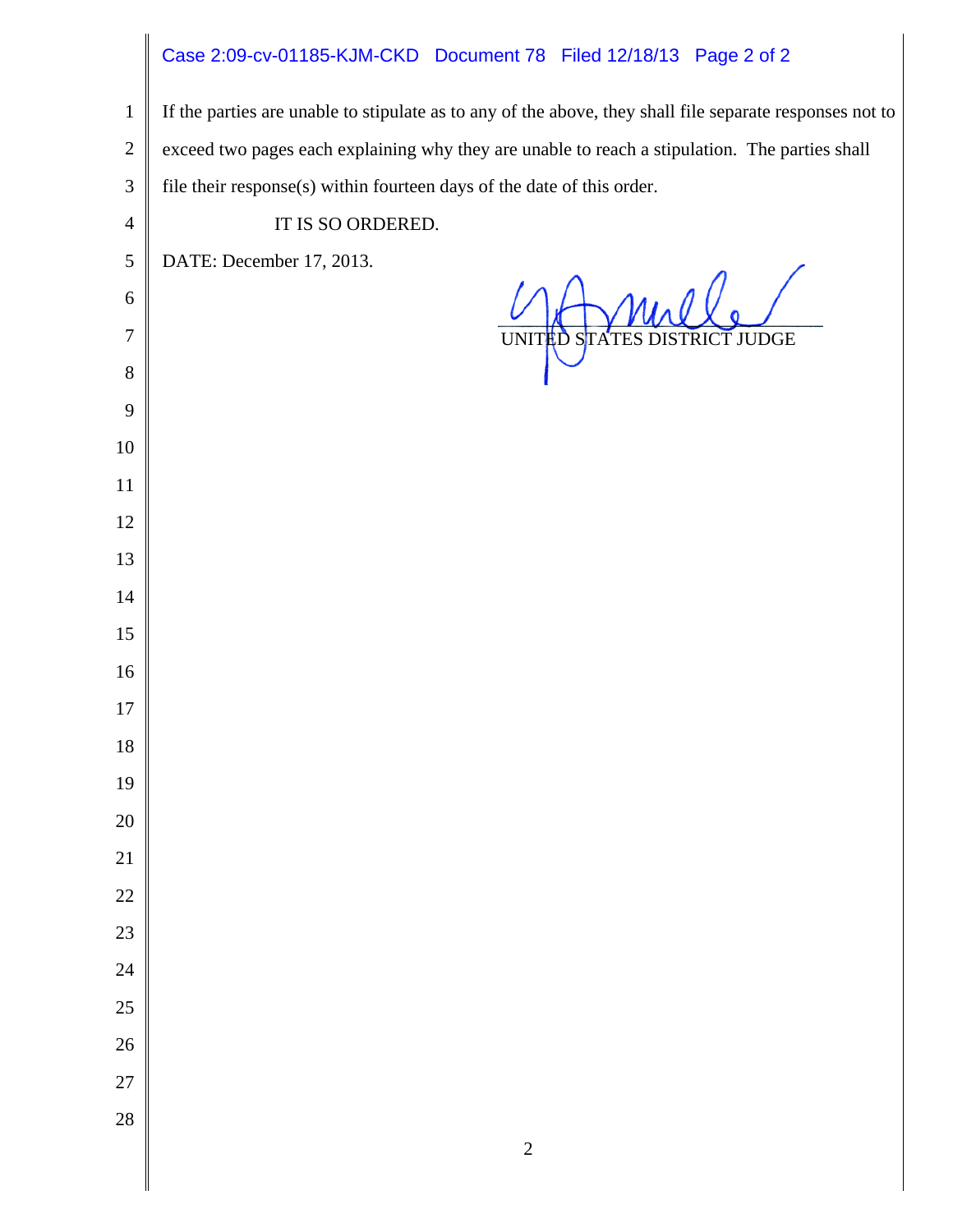If the parties are unable to stipulate as to any of the above, they shall file separate responses not to exceed two pages each explaining why they are unable to reach a stipulation. The parties shall file their response(s) within fourteen days of the date of this order.

IT IS SO ORDERED.

DATE: December 17, 2013.

UNITED STATES DISTRICT JUDGE